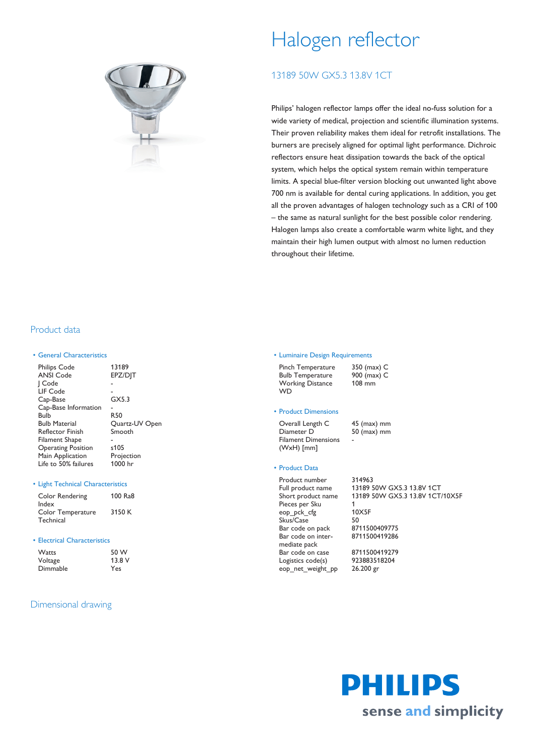# Halogen reflector

## 13189 50W GX5.3 13.8V 1CT

Philips' halogen reflector lamps offer the ideal no-fuss solution for a wide variety of medical, projection and scientific illumination systems. Their proven reliability makes them ideal for retrofit installations. The burners are precisely aligned for optimal light performance. Dichroic reflectors ensure heat dissipation towards the back of the optical system, which helps the optical system remain within temperature limits. A special blue-filter version blocking out unwanted light above 700 nm is available for dental curing applications. In addition, you get all the proven advantages of halogen technology such as a CRI of 100 – the same as natural sunlight for the best possible color rendering. Halogen lamps also create a comfortable warm white light, and they maintain their high lumen output with almost no lumen reduction throughout their lifetime.

## Product data

### • General Characteristics

| | |
|---|---|
| Philips Code | 13189 |
| ANSI Code | EPZ/DJT |
| J Code | - |
| LIF Code | - |
| Cap-Base | GX5.3 |
| Cap-Base Information | - |
| Bulb | R50 |
| Bulb Material | Quartz-UV Open |
| Reflector Finish | Smooth |
| Filament Shape | - |
| Operating Position | s105 |
| Main Application | Projection |
| Life to 50% failures | 1000 hr |

### • Light Technical Characteristics

| | |
|---|---|
| Color Rendering Index | 100 Ra8 |
| Color Temperature Technical | 3150 K |

### • Electrical Characteristics

| | |
|---|---|
| Watts | 50 W |
| Voltage | 13.8 V |
| Dimmable | Yes |

### • Luminaire Design Requirements

| | |
|---|---|
| Pinch Temperature | 350 (max) C |
| Bulb Temperature | 900 (max) C |
| Working Distance WD | 108 mm |

### • Product Dimensions

| | |
|---|---|
| Overall Length C | 45 (max) mm |
| Diameter D | 50 (max) mm |
| Filament Dimensions (WxH) [mm] | - |

### • Product Data

| | |
|---|---|
| Product number | 314963 |
| Full product name | 13189 50W GX5.3 13.8V 1CT |
| Short product name | 13189 50W GX5.3 13.8V 1CT/10X5F |
| Pieces per Sku | 1 |
| eop_pck_cfg | 10X5F |
| Skus/Case | 50 |
| Bar code on pack | 8711500409775 |
| Bar code on intermediate pack | 8711500419286 |
| Bar code on case | 8711500419279 |
| Logistics code(s) | 923883518204 |
| eop_net_weight_pp | 26.200 gr |

## Dimensional drawing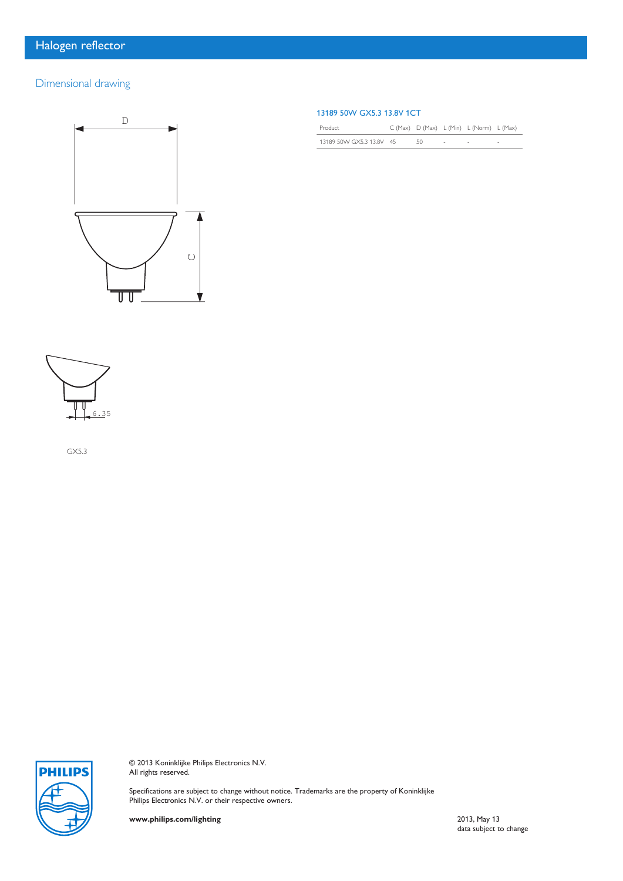# Halogen reflector

## Dimensional drawing

D

C

6.35

GX5.3

### 13189 50W GX5.3 13.8V 1CT

| Product | C (Max) | D (Max) | L (Min) | L (Norm) | L (Max) |
|---|---|---|---|---|---|
| 13189 50W GX5.3 13.8V | 45 | 50 | - | - | - |

© 2013 Koninklijke Philips Electronics N.V.
All rights reserved.

Specifications are subject to change without notice. Trademarks are the property of Koninklijke Philips Electronics N.V. or their respective owners.

**www.philips.com/lighting**

2013, May 13
data subject to change